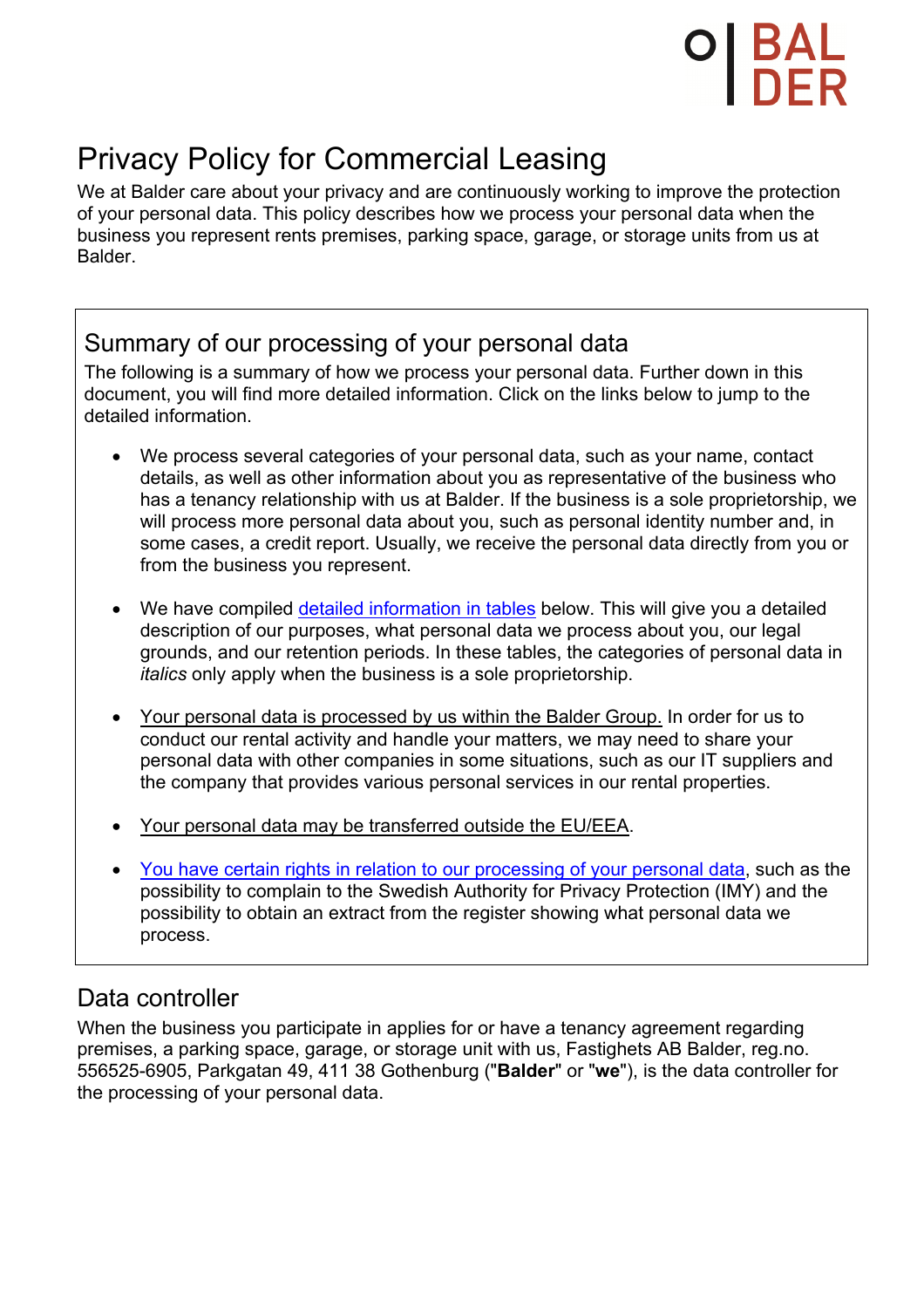# Privacy Policy for Commercial Leasing

We at Balder care about your privacy and are continuously working to improve the protection of your personal data. This policy describes how we process your personal data when the business you represent rents premises, parking space, garage, or storage units from us at Balder.

## Summary of our processing of your personal data

The following is a summary of how we process your personal data. Further down in this document, you will find more detailed information. Click on the links below to jump to the detailed information.

- We process several categories of your personal data, such as your name, contact details, as well as other information about you as representative of the business who has a tenancy relationship with us at Balder. If the business is a sole proprietorship, we will process more personal data about you, such as personal identity number and, in some cases, a credit report. Usually, we receive the personal data directly from you or from the business you represent.
- We have compiled detailed information in tables below. This will give you a detailed description of our purposes, what personal data we process about you, our legal grounds, and our retention periods. In these tables, the categories of personal data in *italics* only apply when the business is a sole proprietorship.
- Your personal data is processed by us within the Balder Group. In order for us to conduct our rental activity and handle your matters, we may need to share your personal data with other companies in some situations, such as our IT suppliers and the company that provides various personal services in our rental properties.
- Your personal data may be transferred outside the EU/EEA.
- You have certain rights in relation to our processing of your personal data, such as the possibility to complain to the Swedish Authority for Privacy Protection (IMY) and the possibility to obtain an extract from the register showing what personal data we process.

## Data controller

When the business you participate in applies for or have a tenancy agreement regarding premises, a parking space, garage, or storage unit with us, Fastighets AB Balder, reg.no. 556525-6905, Parkgatan 49, 411 38 Gothenburg ("**Balder**" or "**we**"), is the data controller for the processing of your personal data.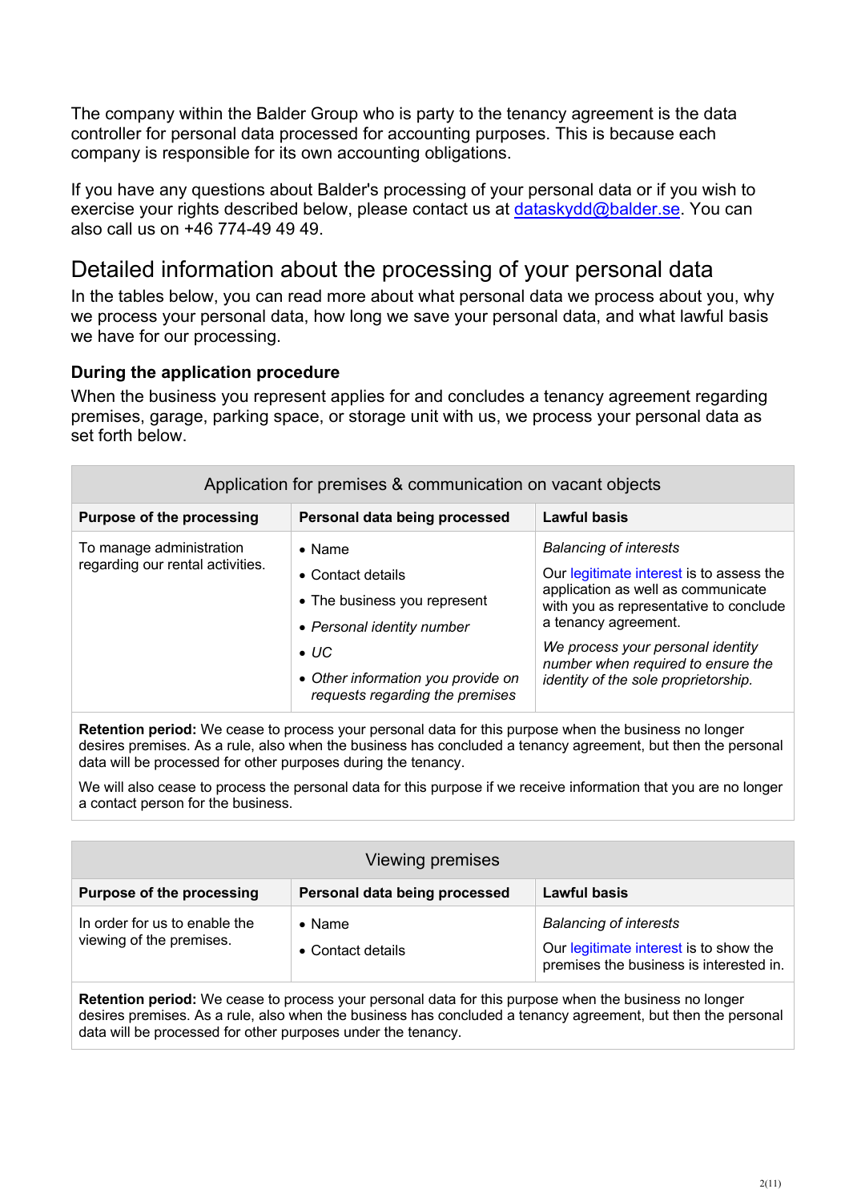The company within the Balder Group who is party to the tenancy agreement is the data controller for personal data processed for accounting purposes. This is because each company is responsible for its own accounting obligations.

If you have any questions about Balder's processing of your personal data or if you wish to exercise your rights described below, please contact us at dataskydd@balder.se. You can also call us on +46 774-49 49 49.

## Detailed information about the processing of your personal data

In the tables below, you can read more about what personal data we process about you, why we process your personal data, how long we save your personal data, and what lawful basis we have for our processing.

### During the application procedure

When the business you represent applies for and concludes a tenancy agreement regarding premises, garage, parking space, or storage unit with us, we process your personal data as set forth below.

| Application for premises & communication on vacant objects | | |
|---|---|---|
| **Purpose of the processing** | **Personal data being processed** | **Lawful basis** |
| To manage administration regarding our rental activities. | • Name<br>• Contact details<br>• The business you represent<br>• *Personal identity number*<br>• *UC*<br>• *Other information you provide on requests regarding the premises* | *Balancing of interests*<br>Our legitimate interest is to assess the application as well as communicate with you as representative to conclude a tenancy agreement.<br>*We process your personal identity number when required to ensure the identity of the sole proprietorship.* |
| **Retention period:** We cease to process your personal data for this purpose when the business no longer desires premises. As a rule, also when the business has concluded a tenancy agreement, but then the personal data will be processed for other purposes during the tenancy.<br>We will also cease to process the personal data for this purpose if we receive information that you are no longer a contact person for the business. | | |

| Viewing premises | | |
|---|---|---|
| **Purpose of the processing** | **Personal data being processed** | **Lawful basis** |
| In order for us to enable the viewing of the premises. | • Name<br>• Contact details | *Balancing of interests*<br>Our legitimate interest is to show the premises the business is interested in. |
| **Retention period:** We cease to process your personal data for this purpose when the business no longer desires premises. As a rule, also when the business has concluded a tenancy agreement, but then the personal data will be processed for other purposes under the tenancy. | | |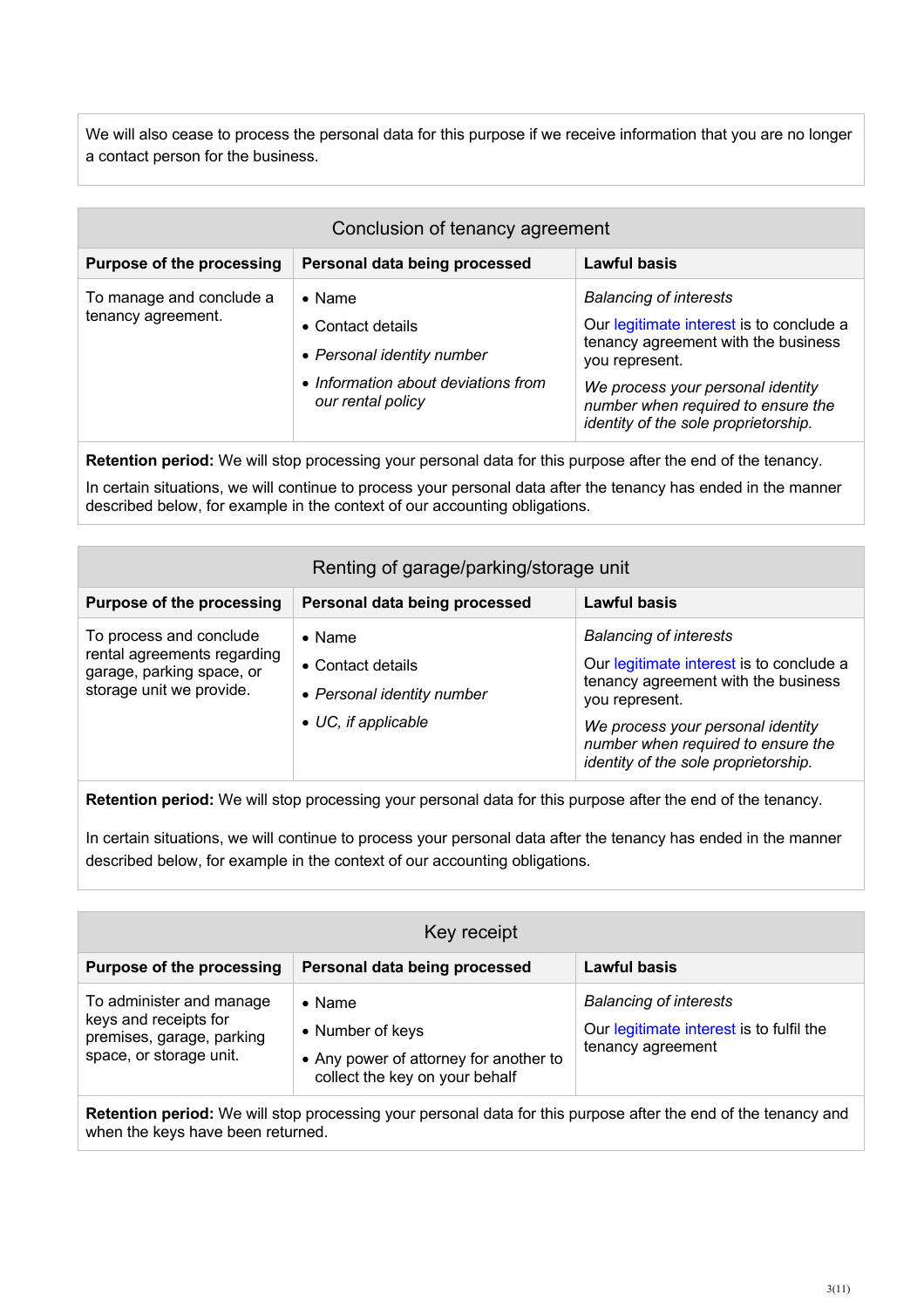We will also cease to process the personal data for this purpose if we receive information that you are no longer a contact person for the business.

## Conclusion of tenancy agreement

| Purpose of the processing | Personal data being processed | Lawful basis |
| --- | --- | --- |
| To manage and conclude a tenancy agreement. | • Name<br>• Contact details<br>• *Personal identity number*<br>• *Information about deviations from our rental policy* | *Balancing of interests*<br>Our legitimate interest is to conclude a tenancy agreement with the business you represent.<br>*We process your personal identity number when required to ensure the identity of the sole proprietorship.* |

**Retention period:** We will stop processing your personal data for this purpose after the end of the tenancy.

In certain situations, we will continue to process your personal data after the tenancy has ended in the manner described below, for example in the context of our accounting obligations.

## Renting of garage/parking/storage unit

| Purpose of the processing | Personal data being processed | Lawful basis |
| --- | --- | --- |
| To process and conclude rental agreements regarding garage, parking space, or storage unit we provide. | • Name<br>• Contact details<br>• *Personal identity number*<br>• *UC, if applicable* | *Balancing of interests*<br>Our legitimate interest is to conclude a tenancy agreement with the business you represent.<br>*We process your personal identity number when required to ensure the identity of the sole proprietorship.* |

**Retention period:** We will stop processing your personal data for this purpose after the end of the tenancy.

In certain situations, we will continue to process your personal data after the tenancy has ended in the manner described below, for example in the context of our accounting obligations.

## Key receipt

| Purpose of the processing | Personal data being processed | Lawful basis |
| --- | --- | --- |
| To administer and manage keys and receipts for premises, garage, parking space, or storage unit. | • Name<br>• Number of keys<br>• Any power of attorney for another to collect the key on your behalf | *Balancing of interests*<br>Our legitimate interest is to fulfil the tenancy agreement |

**Retention period:** We will stop processing your personal data for this purpose after the end of the tenancy and when the keys have been returned.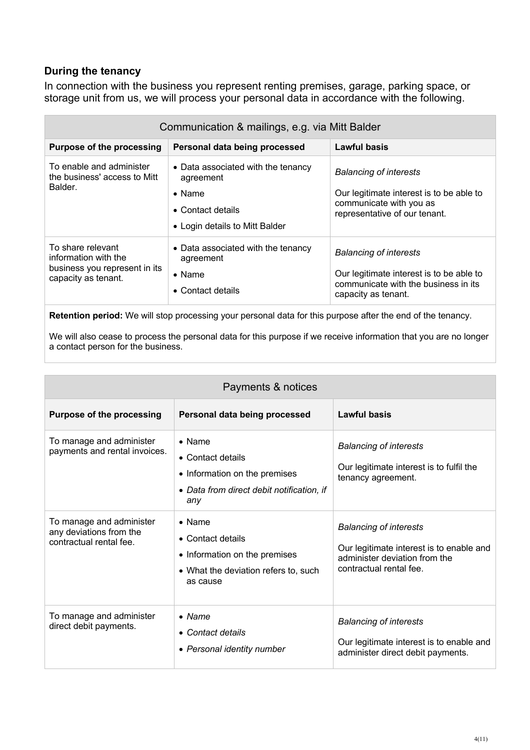### During the tenancy

In connection with the business you represent renting premises, garage, parking space, or storage unit from us, we will process your personal data in accordance with the following.

| Communication & mailings, e.g. via Mitt Balder | | |
|---|---|---|
| **Purpose of the processing** | **Personal data being processed** | **Lawful basis** |
| To enable and administer the business' access to Mitt Balder. | • Data associated with the tenancy agreement<br>• Name<br>• Contact details<br>• Login details to Mitt Balder | *Balancing of interests*<br><br>Our legitimate interest is to be able to communicate with you as representative of our tenant. |
| To share relevant information with the business you represent in its capacity as tenant. | • Data associated with the tenancy agreement<br>• Name<br>• Contact details | *Balancing of interests*<br><br>Our legitimate interest is to be able to communicate with the business in its capacity as tenant. |
| **Retention period:** We will stop processing your personal data for this purpose after the end of the tenancy.<br><br>We will also cease to process the personal data for this purpose if we receive information that you are no longer a contact person for the business. | | |

| Payments & notices | | |
|---|---|---|
| **Purpose of the processing** | **Personal data being processed** | **Lawful basis** |
| To manage and administer payments and rental invoices. | • Name<br>• Contact details<br>• Information on the premises<br>• *Data from direct debit notification, if any* | *Balancing of interests*<br><br>Our legitimate interest is to fulfil the tenancy agreement. |
| To manage and administer any deviations from the contractual rental fee. | • Name<br>• Contact details<br>• Information on the premises<br>• What the deviation refers to, such as cause | *Balancing of interests*<br><br>Our legitimate interest is to enable and administer deviation from the contractual rental fee. |
| To manage and administer direct debit payments. | • *Name*<br>• *Contact details*<br>• *Personal identity number* | *Balancing of interests*<br><br>Our legitimate interest is to enable and administer direct debit payments. |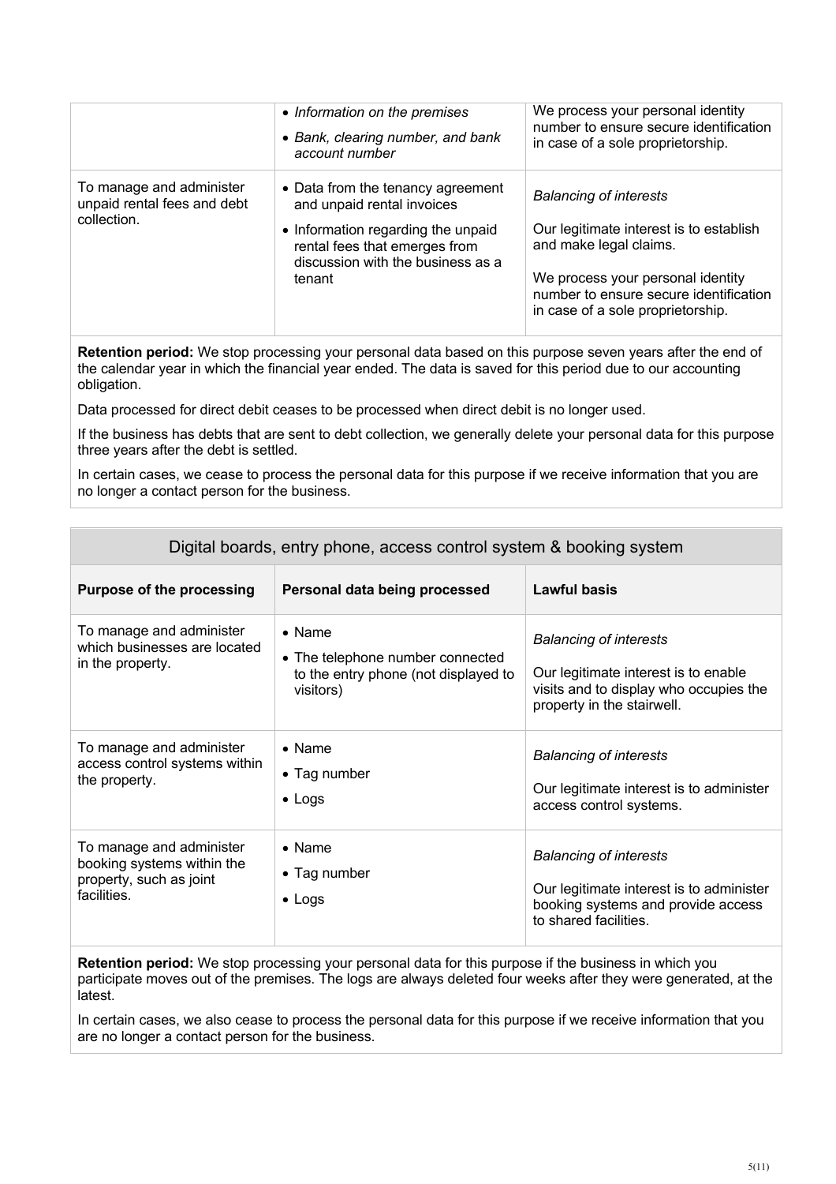| | | |
|---|---|---|
| | • *Information on the premises*<br>• *Bank, clearing number, and bank account number* | We process your personal identity number to ensure secure identification in case of a sole proprietorship. |
| To manage and administer unpaid rental fees and debt collection. | • Data from the tenancy agreement and unpaid rental invoices<br>• Information regarding the unpaid rental fees that emerges from discussion with the business as a tenant | *Balancing of interests*<br><br>Our legitimate interest is to establish and make legal claims.<br><br>We process your personal identity number to ensure secure identification in case of a sole proprietorship. |

**Retention period:** We stop processing your personal data based on this purpose seven years after the end of the calendar year in which the financial year ended. The data is saved for this period due to our accounting obligation.

Data processed for direct debit ceases to be processed when direct debit is no longer used.

If the business has debts that are sent to debt collection, we generally delete your personal data for this purpose three years after the debt is settled.

In certain cases, we cease to process the personal data for this purpose if we receive information that you are no longer a contact person for the business.

## Digital boards, entry phone, access control system & booking system

| Purpose of the processing | Personal data being processed | Lawful basis |
|---|---|---|
| To manage and administer which businesses are located in the property. | • Name<br>• The telephone number connected to the entry phone (not displayed to visitors) | *Balancing of interests*<br><br>Our legitimate interest is to enable visits and to display who occupies the property in the stairwell. |
| To manage and administer access control systems within the property. | • Name<br>• Tag number<br>• Logs | *Balancing of interests*<br><br>Our legitimate interest is to administer access control systems. |
| To manage and administer booking systems within the property, such as joint facilities. | • Name<br>• Tag number<br>• Logs | *Balancing of interests*<br><br>Our legitimate interest is to administer booking systems and provide access to shared facilities. |

**Retention period:** We stop processing your personal data for this purpose if the business in which you participate moves out of the premises. The logs are always deleted four weeks after they were generated, at the latest.

In certain cases, we also cease to process the personal data for this purpose if we receive information that you are no longer a contact person for the business.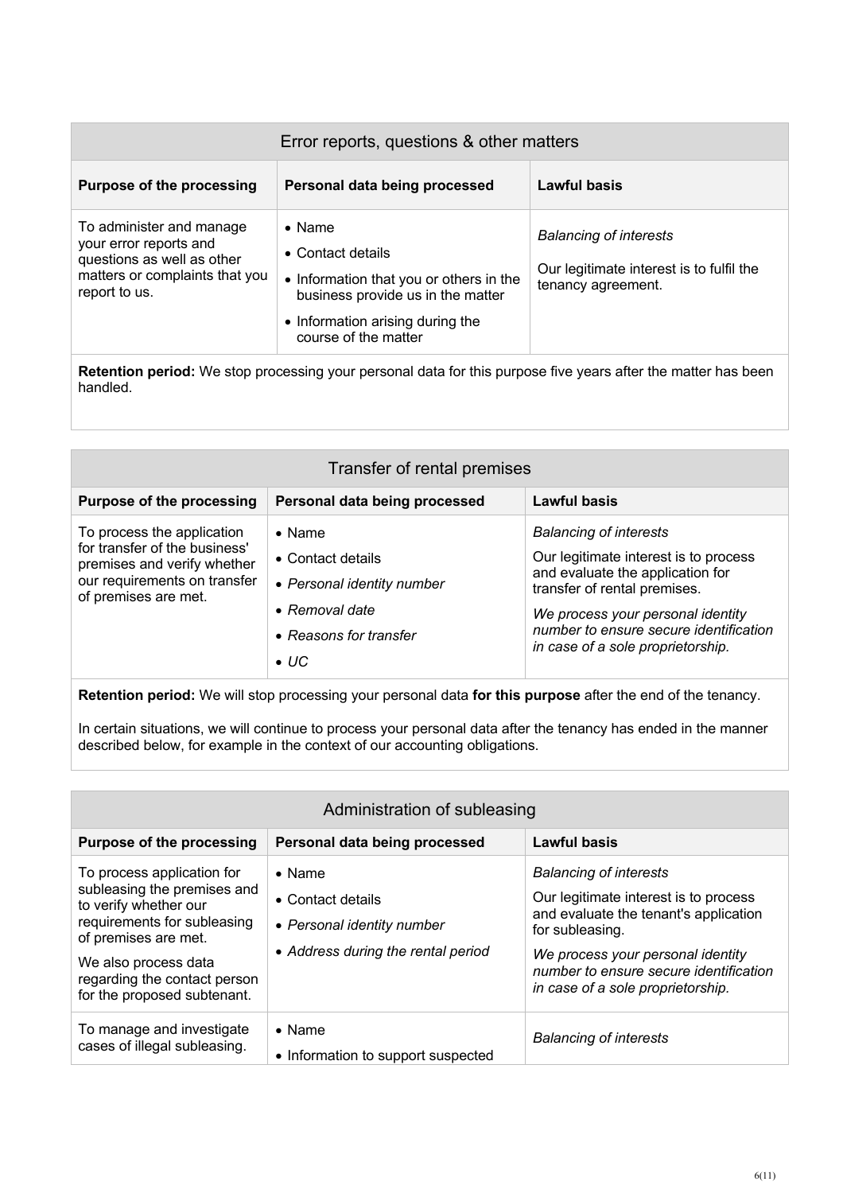## Error reports, questions & other matters

| Purpose of the processing | Personal data being processed | Lawful basis |
|---|---|---|
| To administer and manage your error reports and questions as well as other matters or complaints that you report to us. | • Name<br>• Contact details<br>• Information that you or others in the business provide us in the matter<br>• Information arising during the course of the matter | *Balancing of interests*<br><br>Our legitimate interest is to fulfil the tenancy agreement. |

**Retention period:** We stop processing your personal data for this purpose five years after the matter has been handled.

## Transfer of rental premises

| Purpose of the processing | Personal data being processed | Lawful basis |
|---|---|---|
| To process the application for transfer of the business' premises and verify whether our requirements on transfer of premises are met. | • Name<br>• Contact details<br>• *Personal identity number*<br>• *Removal date*<br>• *Reasons for transfer*<br>• *UC* | *Balancing of interests*<br><br>Our legitimate interest is to process and evaluate the application for transfer of rental premises.<br><br>*We process your personal identity number to ensure secure identification in case of a sole proprietorship.* |

**Retention period:** We will stop processing your personal data **for this purpose** after the end of the tenancy.

In certain situations, we will continue to process your personal data after the tenancy has ended in the manner described below, for example in the context of our accounting obligations.

## Administration of subleasing

| Purpose of the processing | Personal data being processed | Lawful basis |
|---|---|---|
| To process application for subleasing the premises and to verify whether our requirements for subleasing of premises are met.<br><br>We also process data regarding the contact person for the proposed subtenant. | • Name<br>• Contact details<br>• *Personal identity number*<br>• *Address during the rental period* | *Balancing of interests*<br><br>Our legitimate interest is to process and evaluate the tenant's application for subleasing.<br><br>*We process your personal identity number to ensure secure identification in case of a sole proprietorship.* |
| To manage and investigate cases of illegal subleasing. | • Name<br>• Information to support suspected | *Balancing of interests* |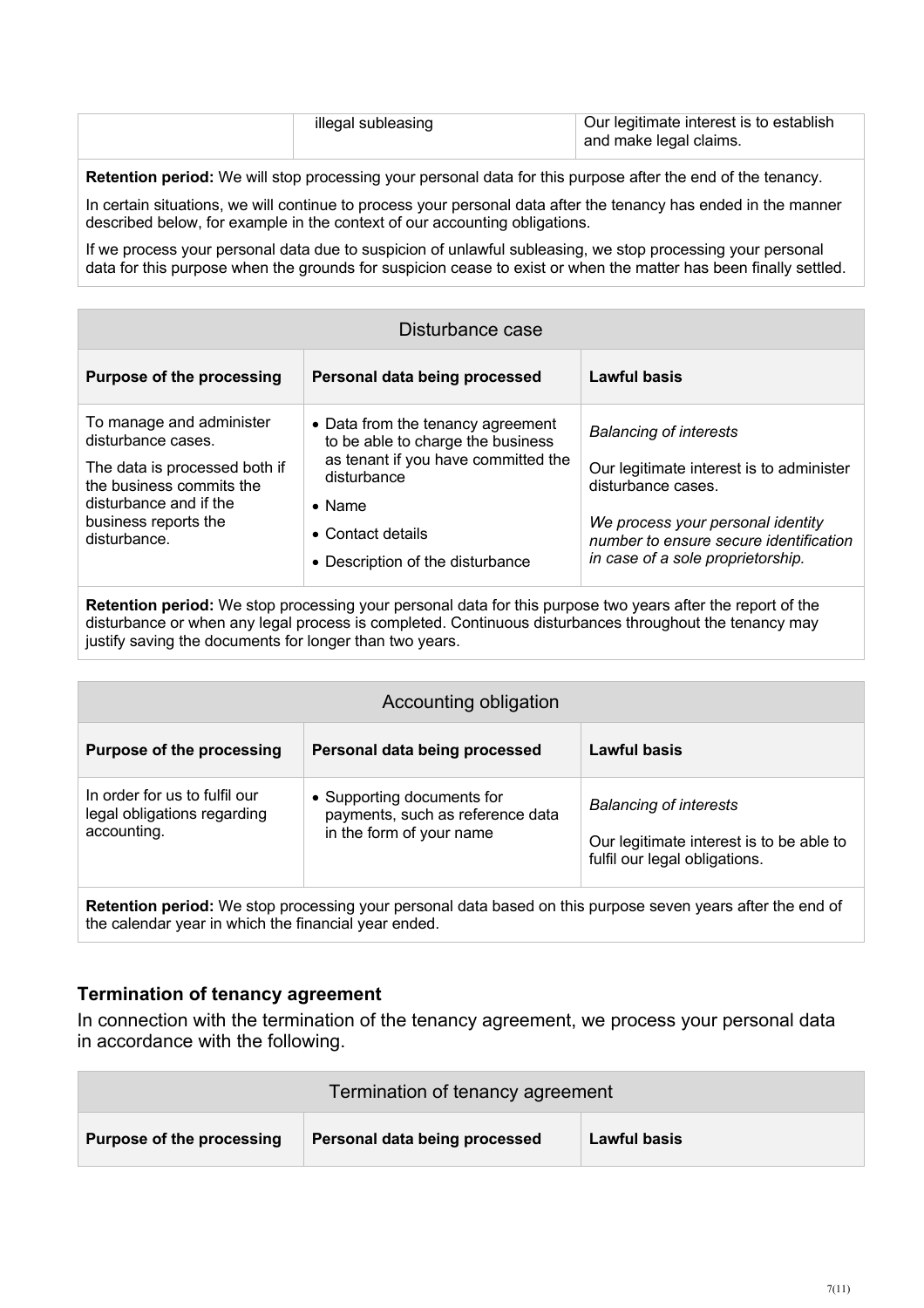| | illegal subleasing | Our legitimate interest is to establish and make legal claims. |
|---|---|---|

**Retention period:** We will stop processing your personal data for this purpose after the end of the tenancy.

In certain situations, we will continue to process your personal data after the tenancy has ended in the manner described below, for example in the context of our accounting obligations.

If we process your personal data due to suspicion of unlawful subleasing, we stop processing your personal data for this purpose when the grounds for suspicion cease to exist or when the matter has been finally settled.

| Disturbance case | | |
|---|---|---|
| **Purpose of the processing** | **Personal data being processed** | **Lawful basis** |
| To manage and administer disturbance cases.<br><br>The data is processed both if the business commits the disturbance and if the business reports the disturbance. | • Data from the tenancy agreement to be able to charge the business as tenant if you have committed the disturbance<br>• Name<br>• Contact details<br>• Description of the disturbance | *Balancing of interests*<br><br>Our legitimate interest is to administer disturbance cases.<br><br>*We process your personal identity number to ensure secure identification in case of a sole proprietorship.* |

**Retention period:** We stop processing your personal data for this purpose two years after the report of the disturbance or when any legal process is completed. Continuous disturbances throughout the tenancy may justify saving the documents for longer than two years.

| Accounting obligation | | |
|---|---|---|
| **Purpose of the processing** | **Personal data being processed** | **Lawful basis** |
| In order for us to fulfil our legal obligations regarding accounting. | • Supporting documents for payments, such as reference data in the form of your name | *Balancing of interests*<br><br>Our legitimate interest is to be able to fulfil our legal obligations. |

**Retention period:** We stop processing your personal data based on this purpose seven years after the end of the calendar year in which the financial year ended.

### Termination of tenancy agreement

In connection with the termination of the tenancy agreement, we process your personal data in accordance with the following.

| Termination of tenancy agreement | | |
|---|---|---|
| **Purpose of the processing** | **Personal data being processed** | **Lawful basis** |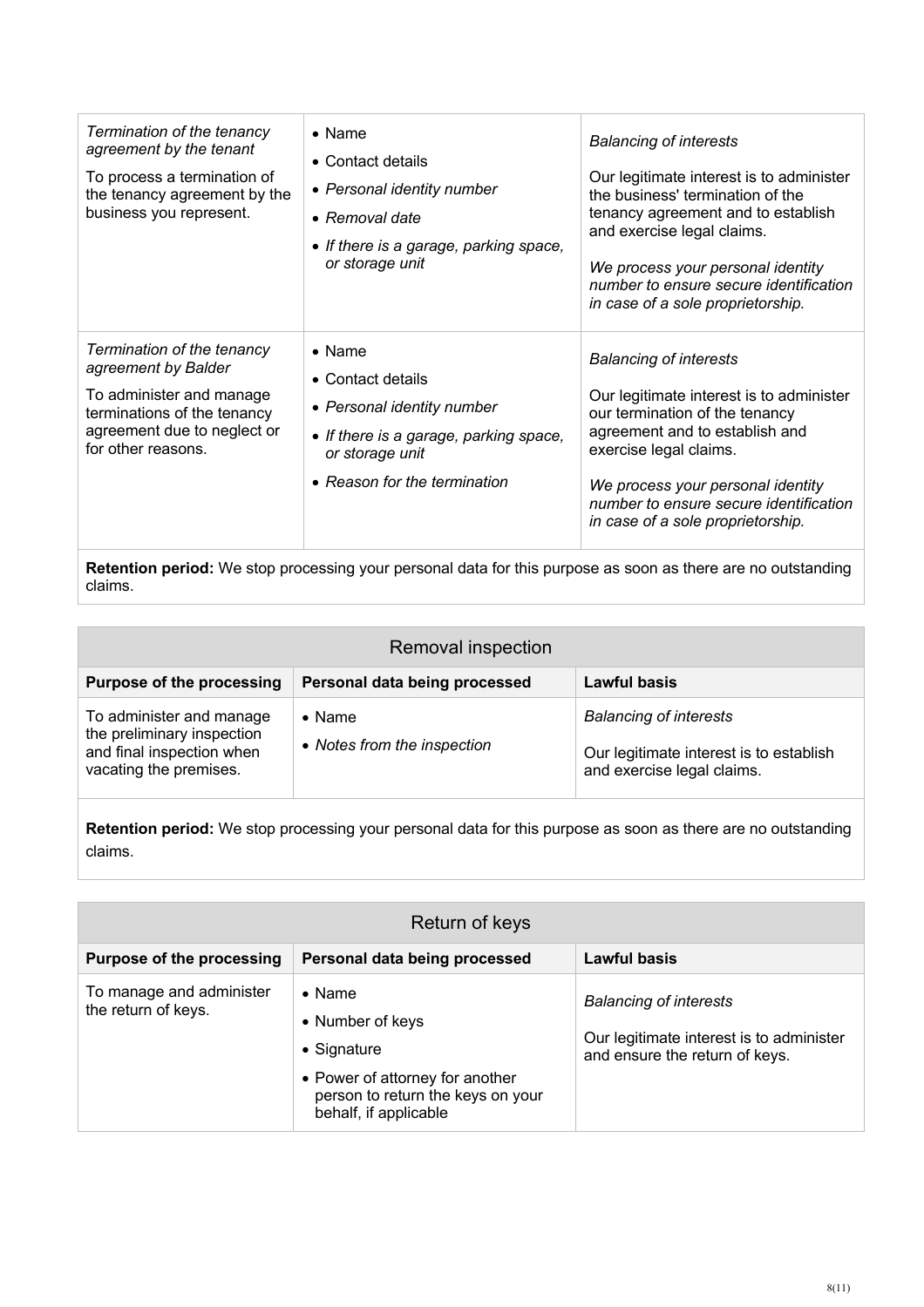| | | |
|---|---|---|
| *Termination of the tenancy agreement by the tenant*<br><br>To process a termination of the tenancy agreement by the business you represent. | • Name<br>• Contact details<br>• *Personal identity number*<br>• *Removal date*<br>• *If there is a garage, parking space, or storage unit* | *Balancing of interests*<br><br>Our legitimate interest is to administer the business' termination of the tenancy agreement and to establish and exercise legal claims.<br><br>*We process your personal identity number to ensure secure identification in case of a sole proprietorship.* |
| *Termination of the tenancy agreement by Balder*<br><br>To administer and manage terminations of the tenancy agreement due to neglect or for other reasons. | • Name<br>• Contact details<br>• *Personal identity number*<br>• *If there is a garage, parking space, or storage unit*<br>• *Reason for the termination* | *Balancing of interests*<br><br>Our legitimate interest is to administer our termination of the tenancy agreement and to establish and exercise legal claims.<br><br>*We process your personal identity number to ensure secure identification in case of a sole proprietorship.* |

**Retention period:** We stop processing your personal data for this purpose as soon as there are no outstanding claims.

## Removal inspection

| Purpose of the processing | Personal data being processed | Lawful basis |
|---|---|---|
| To administer and manage the preliminary inspection and final inspection when vacating the premises. | • Name<br>• *Notes from the inspection* | *Balancing of interests*<br><br>Our legitimate interest is to establish and exercise legal claims. |

**Retention period:** We stop processing your personal data for this purpose as soon as there are no outstanding claims.

## Return of keys

| Purpose of the processing | Personal data being processed | Lawful basis |
|---|---|---|
| To manage and administer the return of keys. | • Name<br>• Number of keys<br>• Signature<br>• Power of attorney for another person to return the keys on your behalf, if applicable | *Balancing of interests*<br><br>Our legitimate interest is to administer and ensure the return of keys. |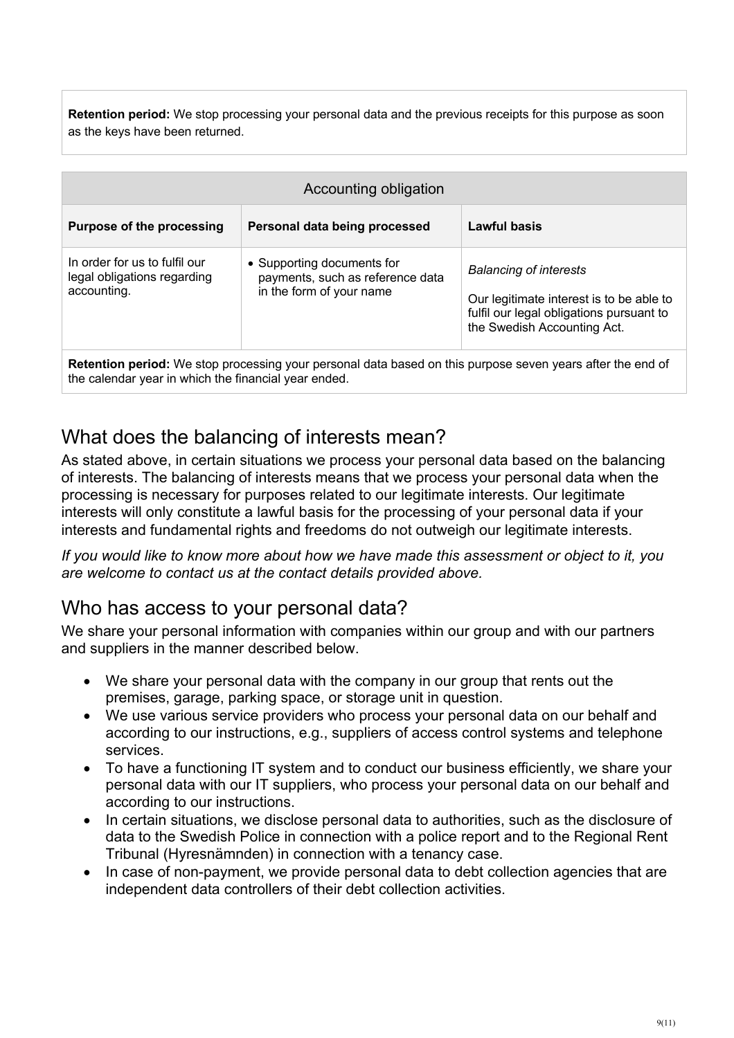**Retention period:** We stop processing your personal data and the previous receipts for this purpose as soon as the keys have been returned.

| Accounting obligation | | |
|---|---|---|
| **Purpose of the processing** | **Personal data being processed** | **Lawful basis** |
| In order for us to fulfil our legal obligations regarding accounting. | • Supporting documents for payments, such as reference data in the form of your name | *Balancing of interests*<br><br>Our legitimate interest is to be able to fulfil our legal obligations pursuant to the Swedish Accounting Act. |
| **Retention period:** We stop processing your personal data based on this purpose seven years after the end of the calendar year in which the financial year ended. | | |

## What does the balancing of interests mean?

As stated above, in certain situations we process your personal data based on the balancing of interests. The balancing of interests means that we process your personal data when the processing is necessary for purposes related to our legitimate interests. Our legitimate interests will only constitute a lawful basis for the processing of your personal data if your interests and fundamental rights and freedoms do not outweigh our legitimate interests.

*If you would like to know more about how we have made this assessment or object to it, you are welcome to contact us at the contact details provided above.*

## Who has access to your personal data?

We share your personal information with companies within our group and with our partners and suppliers in the manner described below.

- We share your personal data with the company in our group that rents out the premises, garage, parking space, or storage unit in question.
- We use various service providers who process your personal data on our behalf and according to our instructions, e.g., suppliers of access control systems and telephone services.
- To have a functioning IT system and to conduct our business efficiently, we share your personal data with our IT suppliers, who process your personal data on our behalf and according to our instructions.
- In certain situations, we disclose personal data to authorities, such as the disclosure of data to the Swedish Police in connection with a police report and to the Regional Rent Tribunal (Hyresnämnden) in connection with a tenancy case.
- In case of non-payment, we provide personal data to debt collection agencies that are independent data controllers of their debt collection activities.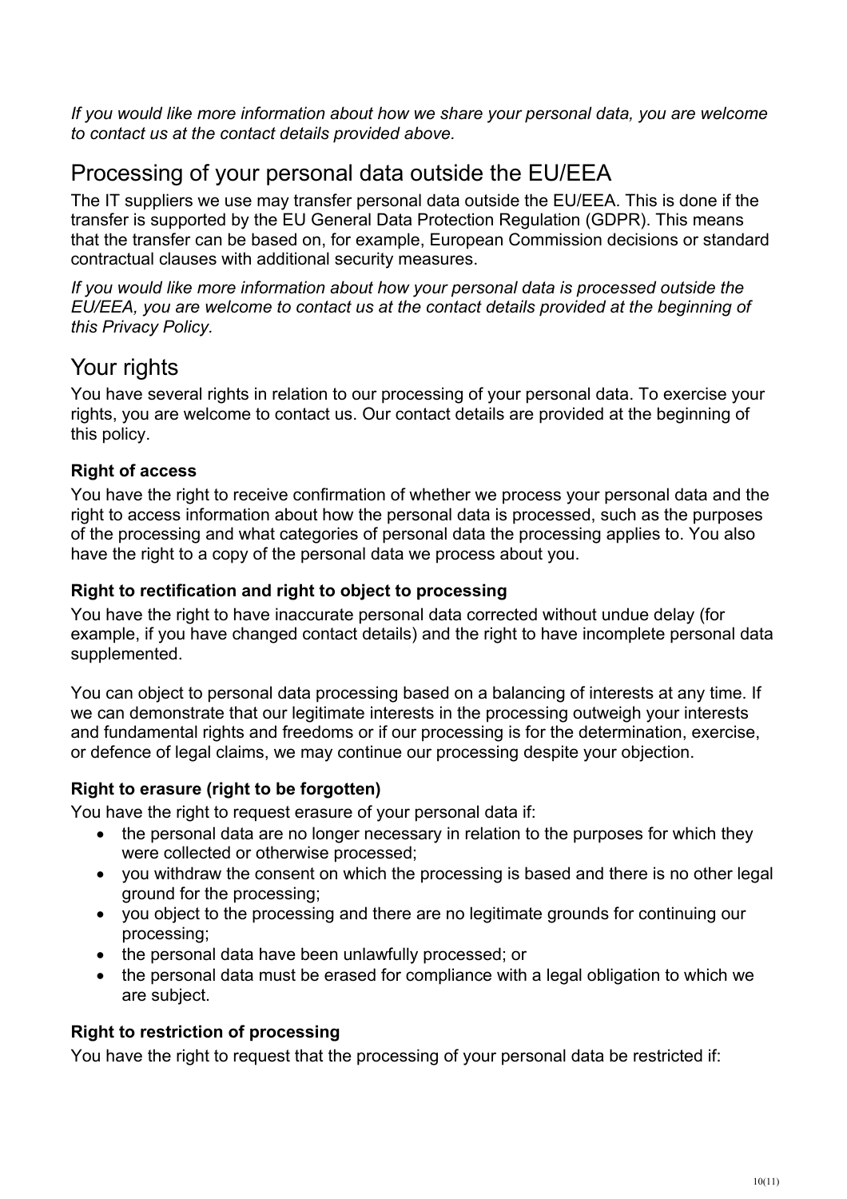*If you would like more information about how we share your personal data, you are welcome to contact us at the contact details provided above.*

## Processing of your personal data outside the EU/EEA

The IT suppliers we use may transfer personal data outside the EU/EEA. This is done if the transfer is supported by the EU General Data Protection Regulation (GDPR). This means that the transfer can be based on, for example, European Commission decisions or standard contractual clauses with additional security measures.

*If you would like more information about how your personal data is processed outside the EU/EEA, you are welcome to contact us at the contact details provided at the beginning of this Privacy Policy.*

## Your rights

You have several rights in relation to our processing of your personal data. To exercise your rights, you are welcome to contact us. Our contact details are provided at the beginning of this policy.

### Right of access

You have the right to receive confirmation of whether we process your personal data and the right to access information about how the personal data is processed, such as the purposes of the processing and what categories of personal data the processing applies to. You also have the right to a copy of the personal data we process about you.

### Right to rectification and right to object to processing

You have the right to have inaccurate personal data corrected without undue delay (for example, if you have changed contact details) and the right to have incomplete personal data supplemented.

You can object to personal data processing based on a balancing of interests at any time. If we can demonstrate that our legitimate interests in the processing outweigh your interests and fundamental rights and freedoms or if our processing is for the determination, exercise, or defence of legal claims, we may continue our processing despite your objection.

### Right to erasure (right to be forgotten)

You have the right to request erasure of your personal data if:

- the personal data are no longer necessary in relation to the purposes for which they were collected or otherwise processed;
- you withdraw the consent on which the processing is based and there is no other legal ground for the processing;
- you object to the processing and there are no legitimate grounds for continuing our processing;
- the personal data have been unlawfully processed; or
- the personal data must be erased for compliance with a legal obligation to which we are subject.

### Right to restriction of processing

You have the right to request that the processing of your personal data be restricted if: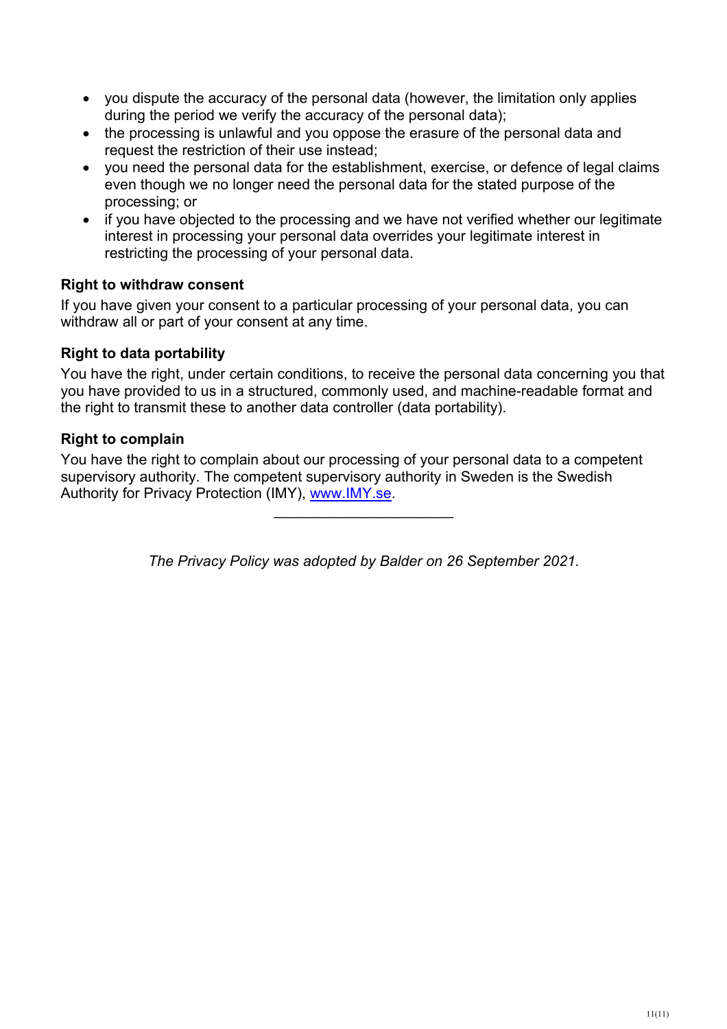- you dispute the accuracy of the personal data (however, the limitation only applies during the period we verify the accuracy of the personal data);
- the processing is unlawful and you oppose the erasure of the personal data and request the restriction of their use instead;
- you need the personal data for the establishment, exercise, or defence of legal claims even though we no longer need the personal data for the stated purpose of the processing; or
- if you have objected to the processing and we have not verified whether our legitimate interest in processing your personal data overrides your legitimate interest in restricting the processing of your personal data.

**Right to withdraw consent**

If you have given your consent to a particular processing of your personal data, you can withdraw all or part of your consent at any time.

**Right to data portability**

You have the right, under certain conditions, to receive the personal data concerning you that you have provided to us in a structured, commonly used, and machine-readable format and the right to transmit these to another data controller (data portability).

**Right to complain**

You have the right to complain about our processing of your personal data to a competent supervisory authority. The competent supervisory authority in Sweden is the Swedish Authority for Privacy Protection (IMY), www.IMY.se.

---

*The Privacy Policy was adopted by Balder on 26 September 2021.*